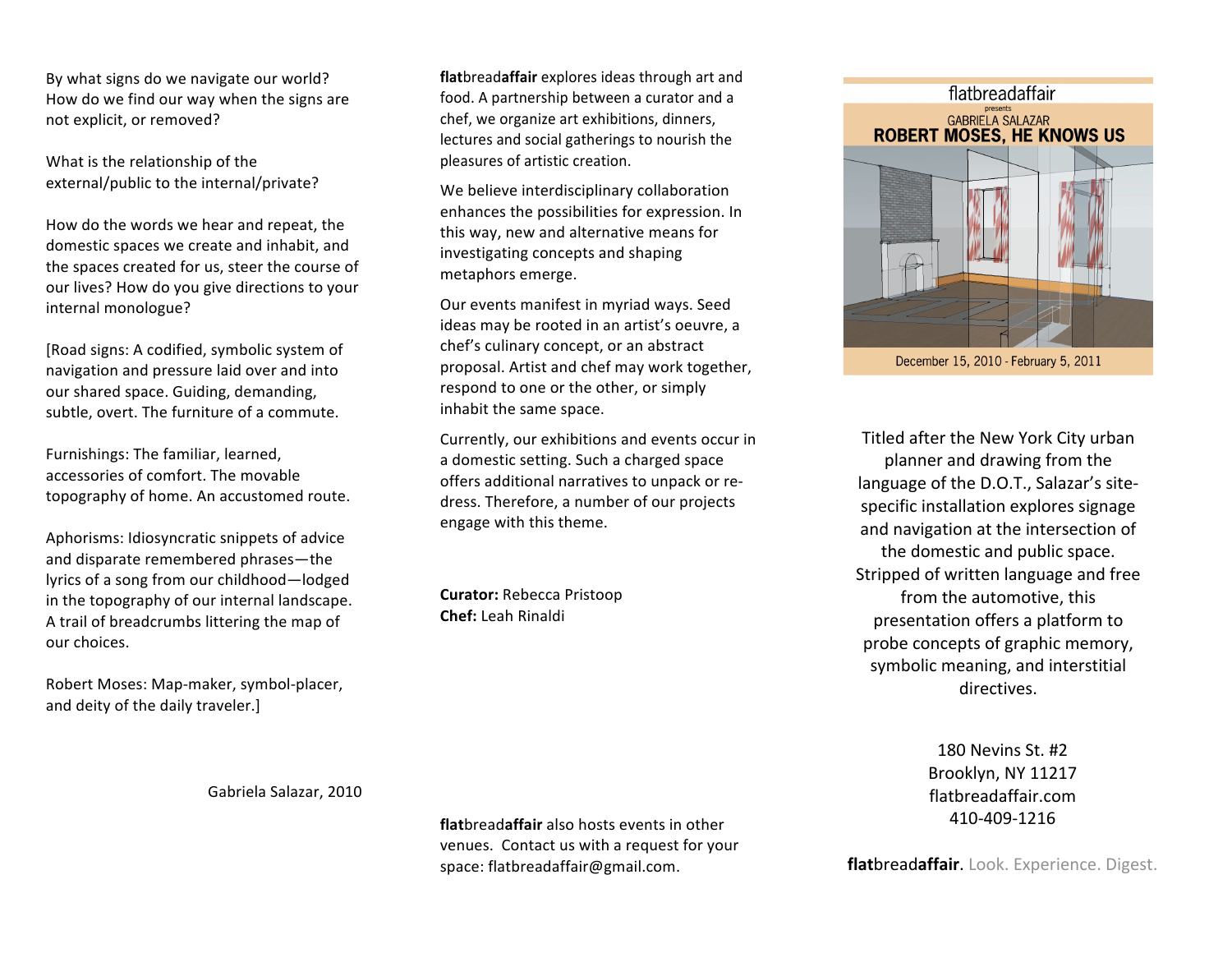By what signs do we navigate our world? How do we find our way when the signs are not explicit, or removed?

What is the relationship of the external/public to the internal/private?

How do the words we hear and repeat, the domestic spaces we create and inhabit, and the spaces created for us, steer the course of our lives? How do you give directions to your internal monologue?

[Road signs: A codified, symbolic system of navigation and pressure laid over and into our shared space. Guiding, demanding, subtle, overt. The furniture of a commute.

Furnishings: The familiar, learned, accessories of comfort. The movable topography of home. An accustomed route.

Aphorisms: Idiosyncratic snippets of advice and disparate remembered phrases—the lyrics of a song from our childhood—lodged in the topography of our internal landscape. A trail of breadcrumbs littering the map of our choices.

Robert Moses: Map-maker, symbol-placer, and deity of the daily traveler.]

Gabriela Salazar, 2010

**flat**bread**affair** explores ideas through art and food. A partnership between a curator and a chef, we organize art exhibitions, dinners, lectures and social gatherings to nourish the pleasures of artistic creation.

We believe interdisciplinary collaboration enhances the possibilities for expression. In this way, new and alternative means for investigating concepts and shaping metaphors emerge.

Our events manifest in myriad ways. Seed ideas may be rooted in an artist's oeuvre, a chef's culinary concept, or an abstract proposal. Artist and chef may work together, respond to one or the other, or simply inhabit the same space.

Currently, our exhibitions and events occur in a domestic setting. Such a charged space offers additional narratives to unpack or re-dress. Therefore, a number of our projects engage with this theme.

**Curator:** Rebecca Pristoop
**Chef:** Leah Rinaldi

**flat**bread**affair** also hosts events in other venues. Contact us with a request for your space: flatbreadaffair@gmail.com.

flatbreadaffair
presents
GABRIELA SALAZAR

# ROBERT MOSES, HE KNOWS US

December 15, 2010 - February 5, 2011

Titled after the New York City urban planner and drawing from the language of the D.O.T., Salazar's site-specific installation explores signage and navigation at the intersection of the domestic and public space. Stripped of written language and free from the automotive, this presentation offers a platform to probe concepts of graphic memory, symbolic meaning, and interstitial directives.

180 Nevins St. #2
Brooklyn, NY 11217
flatbreadaffair.com
410-409-1216

**flat**bread**affair**. Look. Experience. Digest.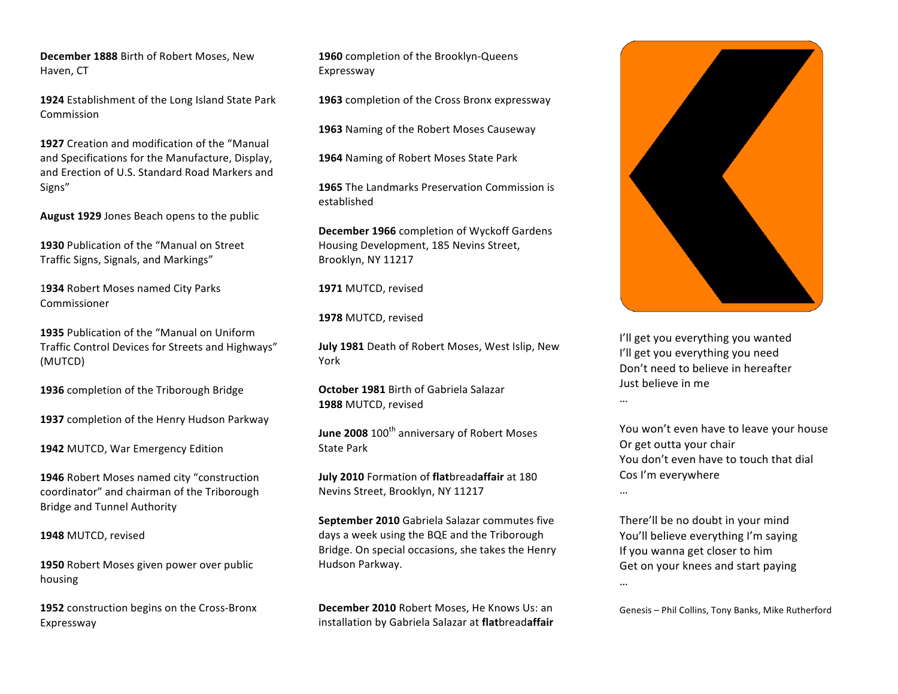**December 1888** Birth of Robert Moses, New Haven, CT

**1924** Establishment of the Long Island State Park Commission

**1927** Creation and modification of the "Manual and Specifications for the Manufacture, Display, and Erection of U.S. Standard Road Markers and Signs"

**August 1929** Jones Beach opens to the public

**1930** Publication of the "Manual on Street Traffic Signs, Signals, and Markings"

1**934** Robert Moses named City Parks Commissioner

**1935** Publication of the "Manual on Uniform Traffic Control Devices for Streets and Highways" (MUTCD)

**1936** completion of the Triborough Bridge

**1937** completion of the Henry Hudson Parkway

**1942** MUTCD, War Emergency Edition

**1946** Robert Moses named city "construction coordinator" and chairman of the Triborough Bridge and Tunnel Authority

**1948** MUTCD, revised

**1950** Robert Moses given power over public housing

**1952** construction begins on the Cross-Bronx Expressway

**1960** completion of the Brooklyn-Queens Expressway

**1963** completion of the Cross Bronx expressway

**1963** Naming of the Robert Moses Causeway

**1964** Naming of Robert Moses State Park

**1965** The Landmarks Preservation Commission is established

**December 1966** completion of Wyckoff Gardens Housing Development, 185 Nevins Street, Brooklyn, NY 11217

**1971** MUTCD, revised

**1978** MUTCD, revised

**July 1981** Death of Robert Moses, West Islip, New York

**October 1981** Birth of Gabriela Salazar
**1988** MUTCD, revised

**June 2008** 100th anniversary of Robert Moses State Park

**July 2010** Formation of **flat**bread**affair** at 180 Nevins Street, Brooklyn, NY 11217

**September 2010** Gabriela Salazar commutes five days a week using the BQE and the Triborough Bridge. On special occasions, she takes the Henry Hudson Parkway.

**December 2010** Robert Moses, He Knows Us: an installation by Gabriela Salazar at **flat**bread**affair**

I'll get you everything you wanted
I'll get you everything you need
Don't need to believe in hereafter
Just believe in me
…

You won't even have to leave your house
Or get outta your chair
You don't even have to touch that dial
Cos I'm everywhere
…

There'll be no doubt in your mind
You'll believe everything I'm saying
If you wanna get closer to him
Get on your knees and start paying
…

Genesis – Phil Collins, Tony Banks, Mike Rutherford